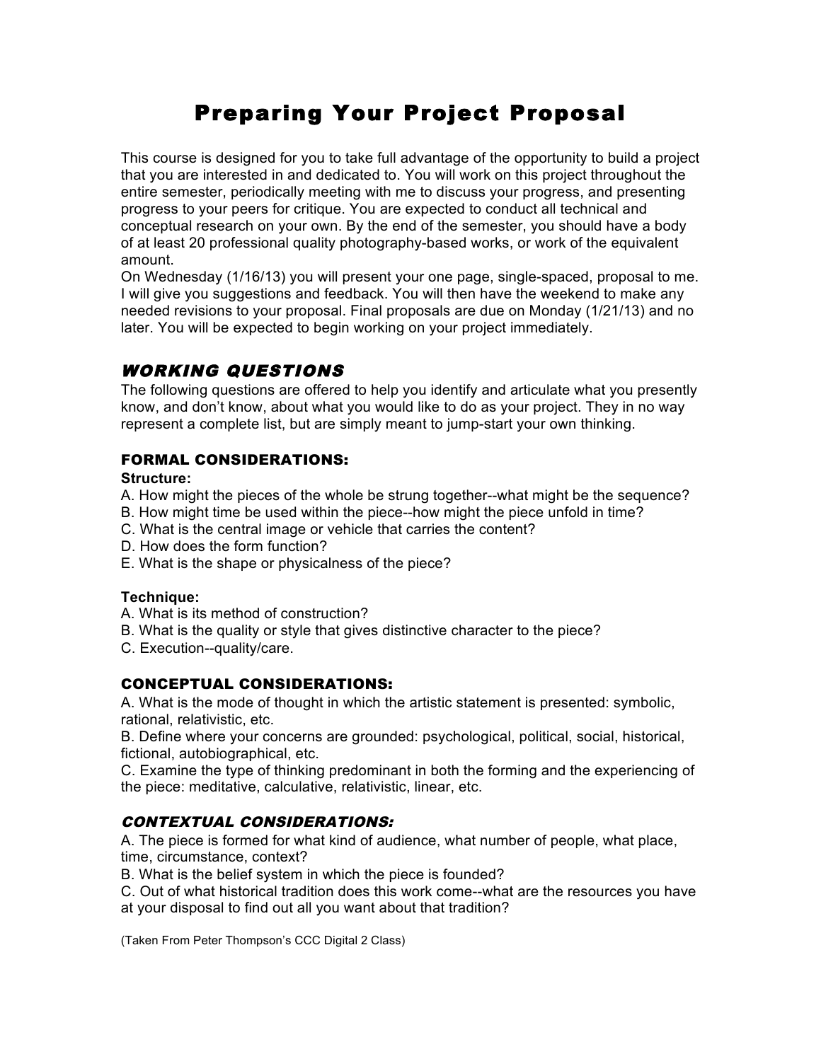# Preparing Your Project Proposal

This course is designed for you to take full advantage of the opportunity to build a project that you are interested in and dedicated to. You will work on this project throughout the entire semester, periodically meeting with me to discuss your progress, and presenting progress to your peers for critique. You are expected to conduct all technical and conceptual research on your own. By the end of the semester, you should have a body of at least 20 professional quality photography-based works, or work of the equivalent amount.

On Wednesday (1/16/13) you will present your one page, single-spaced, proposal to me. I will give you suggestions and feedback. You will then have the weekend to make any needed revisions to your proposal. Final proposals are due on Monday (1/21/13) and no later. You will be expected to begin working on your project immediately.

## *WORKING QUESTIONS*

The following questions are offered to help you identify and articulate what you presently know, and don't know, about what you would like to do as your project. They in no way represent a complete list, but are simply meant to jump-start your own thinking.

### FORMAL CONSIDERATIONS:

**Structure:**

A. How might the pieces of the whole be strung together--what might be the sequence?
B. How might time be used within the piece--how might the piece unfold in time?
C. What is the central image or vehicle that carries the content?
D. How does the form function?
E. What is the shape or physicalness of the piece?

**Technique:**

A. What is its method of construction?
B. What is the quality or style that gives distinctive character to the piece?
C. Execution--quality/care.

### CONCEPTUAL CONSIDERATIONS:

A. What is the mode of thought in which the artistic statement is presented: symbolic, rational, relativistic, etc.
B. Define where your concerns are grounded: psychological, political, social, historical, fictional, autobiographical, etc.
C. Examine the type of thinking predominant in both the forming and the experiencing of the piece: meditative, calculative, relativistic, linear, etc.

### *CONTEXTUAL CONSIDERATIONS:*

A. The piece is formed for what kind of audience, what number of people, what place, time, circumstance, context?
B. What is the belief system in which the piece is founded?
C. Out of what historical tradition does this work come--what are the resources you have at your disposal to find out all you want about that tradition?

(Taken From Peter Thompson's CCC Digital 2 Class)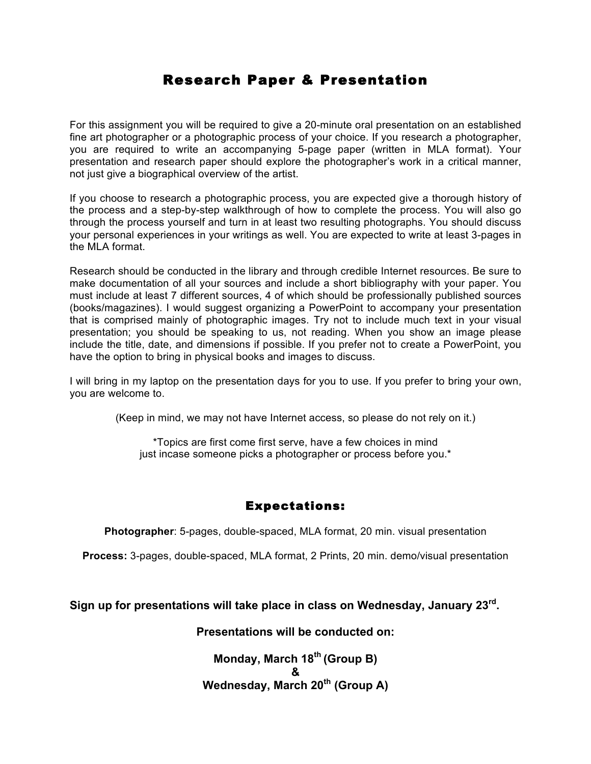# Research Paper & Presentation

For this assignment you will be required to give a 20-minute oral presentation on an established fine art photographer or a photographic process of your choice. If you research a photographer, you are required to write an accompanying 5-page paper (written in MLA format). Your presentation and research paper should explore the photographer's work in a critical manner, not just give a biographical overview of the artist.

If you choose to research a photographic process, you are expected give a thorough history of the process and a step-by-step walkthrough of how to complete the process. You will also go through the process yourself and turn in at least two resulting photographs. You should discuss your personal experiences in your writings as well. You are expected to write at least 3-pages in the MLA format.

Research should be conducted in the library and through credible Internet resources. Be sure to make documentation of all your sources and include a short bibliography with your paper. You must include at least 7 different sources, 4 of which should be professionally published sources (books/magazines). I would suggest organizing a PowerPoint to accompany your presentation that is comprised mainly of photographic images. Try not to include much text in your visual presentation; you should be speaking to us, not reading. When you show an image please include the title, date, and dimensions if possible. If you prefer not to create a PowerPoint, you have the option to bring in physical books and images to discuss.

I will bring in my laptop on the presentation days for you to use. If you prefer to bring your own, you are welcome to.

(Keep in mind, we may not have Internet access, so please do not rely on it.)

*Topics are first come first serve, have a few choices in mind just incase someone picks a photographer or process before you.*

## Expectations:

**Photographer**: 5-pages, double-spaced, MLA format, 20 min. visual presentation

**Process:** 3-pages, double-spaced, MLA format, 2 Prints, 20 min. demo/visual presentation

**Sign up for presentations will take place in class on Wednesday, January 23rd.**

**Presentations will be conducted on:**

**Monday, March 18th (Group B)**
**&**
**Wednesday, March 20th (Group A)**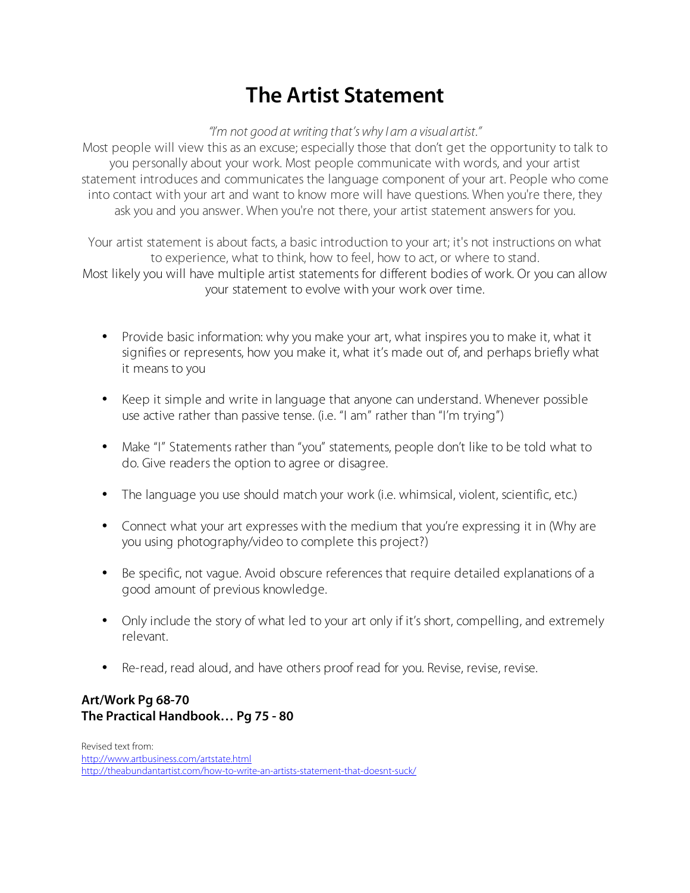# The Artist Statement

*"I'm not good at writing that's why I am a visual artist."*

Most people will view this as an excuse; especially those that don't get the opportunity to talk to you personally about your work. Most people communicate with words, and your artist statement introduces and communicates the language component of your art. People who come into contact with your art and want to know more will have questions. When you're there, they ask you and you answer. When you're not there, your artist statement answers for you.

Your artist statement is about facts, a basic introduction to your art; it's not instructions on what to experience, what to think, how to feel, how to act, or where to stand.

Most likely you will have multiple artist statements for different bodies of work. Or you can allow your statement to evolve with your work over time.

- Provide basic information: why you make your art, what inspires you to make it, what it signifies or represents, how you make it, what it's made out of, and perhaps briefly what it means to you
- Keep it simple and write in language that anyone can understand. Whenever possible use active rather than passive tense. (i.e. "I am" rather than "I'm trying")
- Make "I" Statements rather than "you" statements, people don't like to be told what to do. Give readers the option to agree or disagree.
- The language you use should match your work (i.e. whimsical, violent, scientific, etc.)
- Connect what your art expresses with the medium that you're expressing it in (Why are you using photography/video to complete this project?)
- Be specific, not vague. Avoid obscure references that require detailed explanations of a good amount of previous knowledge.
- Only include the story of what led to your art only if it's short, compelling, and extremely relevant.
- Re-read, read aloud, and have others proof read for you. Revise, revise, revise.

**Art/Work Pg 68-70**
**The Practical Handbook… Pg 75 - 80**

Revised text from:
http://www.artbusiness.com/artstate.html
http://theabundantartist.com/how-to-write-an-artists-statement-that-doesnt-suck/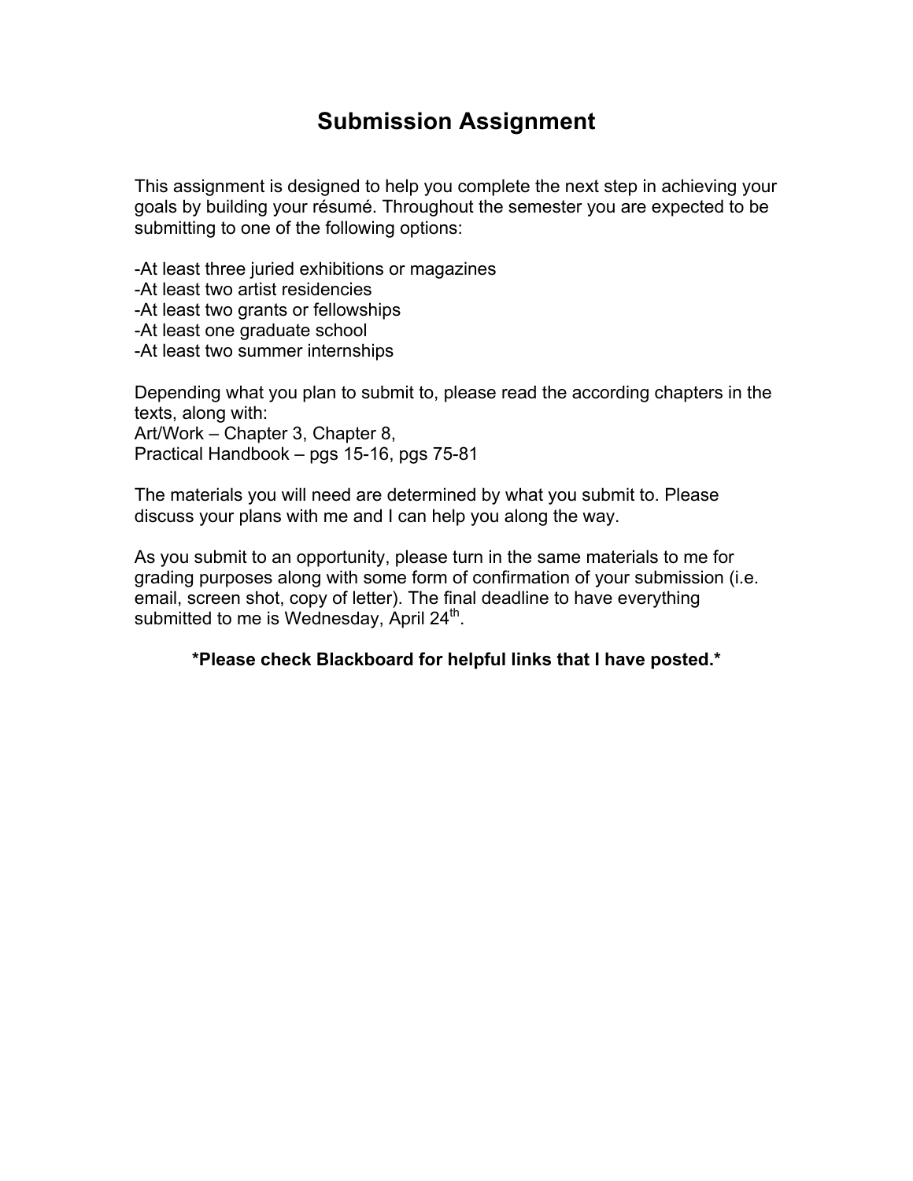# Submission Assignment

This assignment is designed to help you complete the next step in achieving your goals by building your résumé. Throughout the semester you are expected to be submitting to one of the following options:

-At least three juried exhibitions or magazines
-At least two artist residencies
-At least two grants or fellowships
-At least one graduate school
-At least two summer internships

Depending what you plan to submit to, please read the according chapters in the texts, along with:
Art/Work – Chapter 3, Chapter 8,
Practical Handbook – pgs 15-16, pgs 75-81

The materials you will need are determined by what you submit to. Please discuss your plans with me and I can help you along the way.

As you submit to an opportunity, please turn in the same materials to me for grading purposes along with some form of confirmation of your submission (i.e. email, screen shot, copy of letter). The final deadline to have everything submitted to me is Wednesday, April 24th.

**\*Please check Blackboard for helpful links that I have posted.\***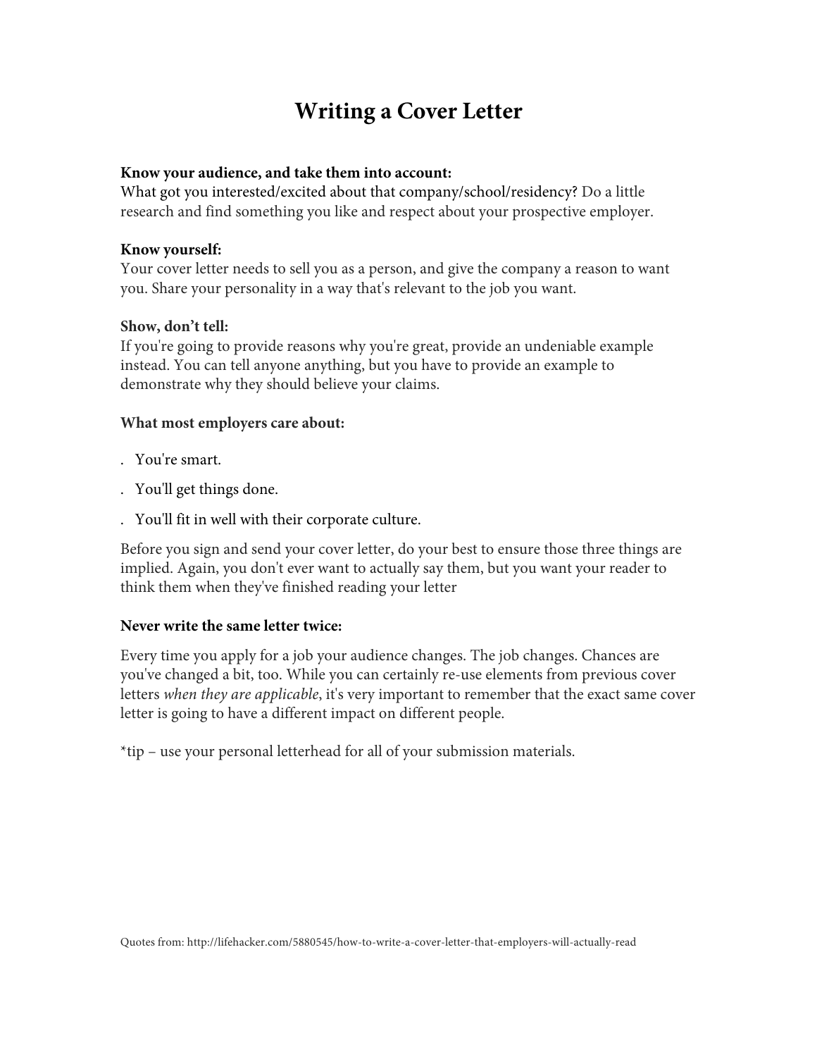# Writing a Cover Letter

**Know your audience, and take them into account:**
What got you interested/excited about that company/school/residency? Do a little research and find something you like and respect about your prospective employer.

**Know yourself:**
Your cover letter needs to sell you as a person, and give the company a reason to want you. Share your personality in a way that's relevant to the job you want.

**Show, don't tell:**
If you're going to provide reasons why you're great, provide an undeniable example instead. You can tell anyone anything, but you have to provide an example to demonstrate why they should believe your claims.

**What most employers care about:**

- You're smart.
- You'll get things done.
- You'll fit in well with their corporate culture.

Before you sign and send your cover letter, do your best to ensure those three things are implied. Again, you don't ever want to actually say them, but you want your reader to think them when they've finished reading your letter

**Never write the same letter twice:**

Every time you apply for a job your audience changes. The job changes. Chances are you've changed a bit, too. While you can certainly re-use elements from previous cover letters *when they are applicable*, it's very important to remember that the exact same cover letter is going to have a different impact on different people.

*tip – use your personal letterhead for all of your submission materials.

Quotes from: http://lifehacker.com/5880545/how-to-write-a-cover-letter-that-employers-will-actually-read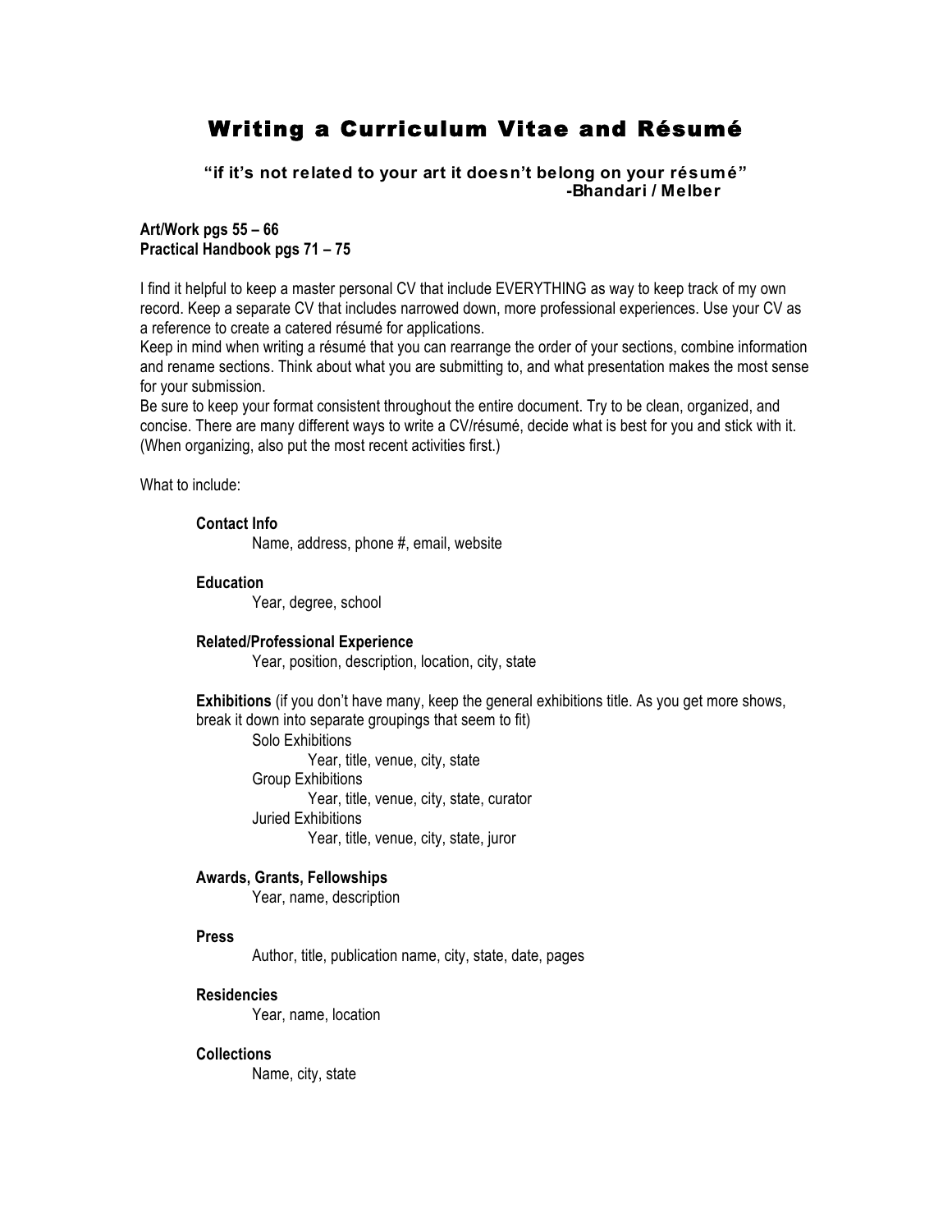# Writing a Curriculum Vitae and Résumé

**"if it's not related to your art it doesn't belong on your résumé"**
**-Bhandari / Melber**

**Art/Work pgs 55 – 66**
**Practical Handbook pgs 71 – 75**

I find it helpful to keep a master personal CV that include EVERYTHING as way to keep track of my own record. Keep a separate CV that includes narrowed down, more professional experiences. Use your CV as a reference to create a catered résumé for applications.
Keep in mind when writing a résumé that you can rearrange the order of your sections, combine information and rename sections. Think about what you are submitting to, and what presentation makes the most sense for your submission.
Be sure to keep your format consistent throughout the entire document. Try to be clean, organized, and concise. There are many different ways to write a CV/résumé, decide what is best for you and stick with it. (When organizing, also put the most recent activities first.)

What to include:

**Contact Info**
Name, address, phone #, email, website

**Education**
Year, degree, school

**Related/Professional Experience**
Year, position, description, location, city, state

**Exhibitions** (if you don't have many, keep the general exhibitions title. As you get more shows, break it down into separate groupings that seem to fit)

- Solo Exhibitions
  - Year, title, venue, city, state
- Group Exhibitions
  - Year, title, venue, city, state, curator
- Juried Exhibitions
  - Year, title, venue, city, state, juror

**Awards, Grants, Fellowships**
Year, name, description

**Press**
Author, title, publication name, city, state, date, pages

**Residencies**
Year, name, location

**Collections**
Name, city, state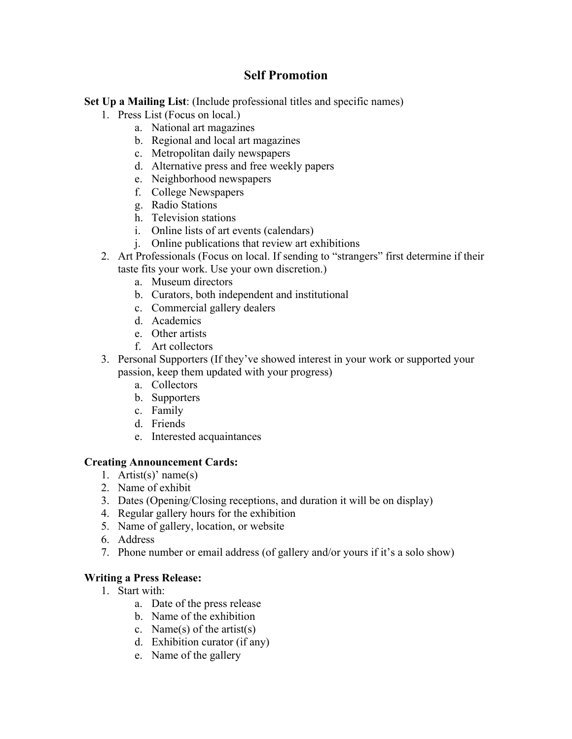# Self Promotion

**Set Up a Mailing List**: (Include professional titles and specific names)

1. Press List (Focus on local.)
    a. National art magazines
    b. Regional and local art magazines
    c. Metropolitan daily newspapers
    d. Alternative press and free weekly papers
    e. Neighborhood newspapers
    f. College Newspapers
    g. Radio Stations
    h. Television stations
    i. Online lists of art events (calendars)
    j. Online publications that review art exhibitions
2. Art Professionals (Focus on local. If sending to "strangers" first determine if their taste fits your work. Use your own discretion.)
    a. Museum directors
    b. Curators, both independent and institutional
    c. Commercial gallery dealers
    d. Academics
    e. Other artists
    f. Art collectors
3. Personal Supporters (If they've showed interest in your work or supported your passion, keep them updated with your progress)
    a. Collectors
    b. Supporters
    c. Family
    d. Friends
    e. Interested acquaintances

**Creating Announcement Cards:**

1. Artist(s)' name(s)
2. Name of exhibit
3. Dates (Opening/Closing receptions, and duration it will be on display)
4. Regular gallery hours for the exhibition
5. Name of gallery, location, or website
6. Address
7. Phone number or email address (of gallery and/or yours if it's a solo show)

**Writing a Press Release:**

1. Start with:
    a. Date of the press release
    b. Name of the exhibition
    c. Name(s) of the artist(s)
    d. Exhibition curator (if any)
    e. Name of the gallery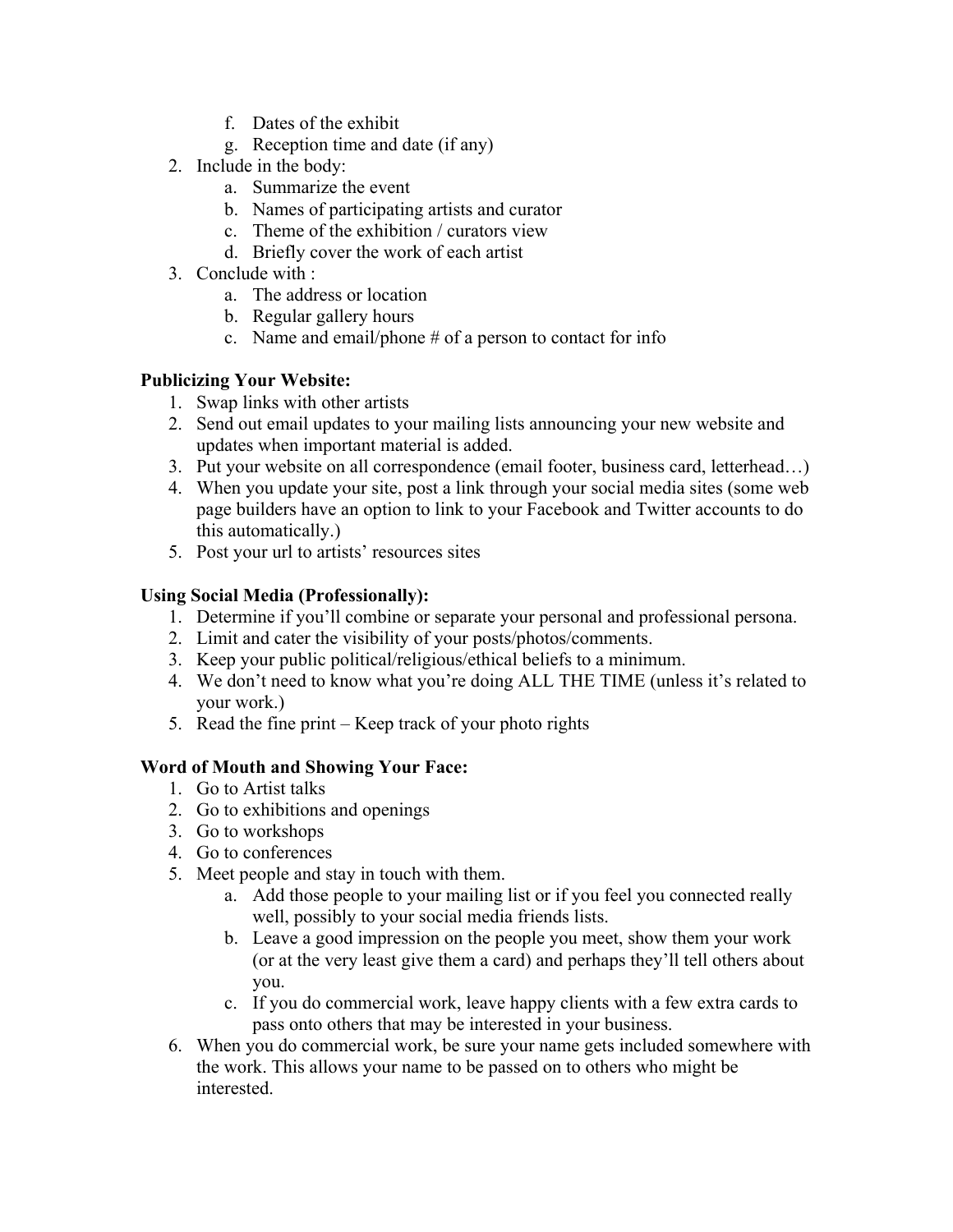f. Dates of the exhibit
   g. Reception time and date (if any)

2. Include in the body:
   a. Summarize the event
   b. Names of participating artists and curator
   c. Theme of the exhibition / curators view
   d. Briefly cover the work of each artist
3. Conclude with :
   a. The address or location
   b. Regular gallery hours
   c. Name and email/phone # of a person to contact for info

**Publicizing Your Website:**

1. Swap links with other artists
2. Send out email updates to your mailing lists announcing your new website and updates when important material is added.
3. Put your website on all correspondence (email footer, business card, letterhead…)
4. When you update your site, post a link through your social media sites (some web page builders have an option to link to your Facebook and Twitter accounts to do this automatically.)
5. Post your url to artists' resources sites

**Using Social Media (Professionally):**

1. Determine if you'll combine or separate your personal and professional persona.
2. Limit and cater the visibility of your posts/photos/comments.
3. Keep your public political/religious/ethical beliefs to a minimum.
4. We don't need to know what you're doing ALL THE TIME (unless it's related to your work.)
5. Read the fine print – Keep track of your photo rights

**Word of Mouth and Showing Your Face:**

1. Go to Artist talks
2. Go to exhibitions and openings
3. Go to workshops
4. Go to conferences
5. Meet people and stay in touch with them.
   a. Add those people to your mailing list or if you feel you connected really well, possibly to your social media friends lists.
   b. Leave a good impression on the people you meet, show them your work (or at the very least give them a card) and perhaps they'll tell others about you.
   c. If you do commercial work, leave happy clients with a few extra cards to pass onto others that may be interested in your business.
6. When you do commercial work, be sure your name gets included somewhere with the work. This allows your name to be passed on to others who might be interested.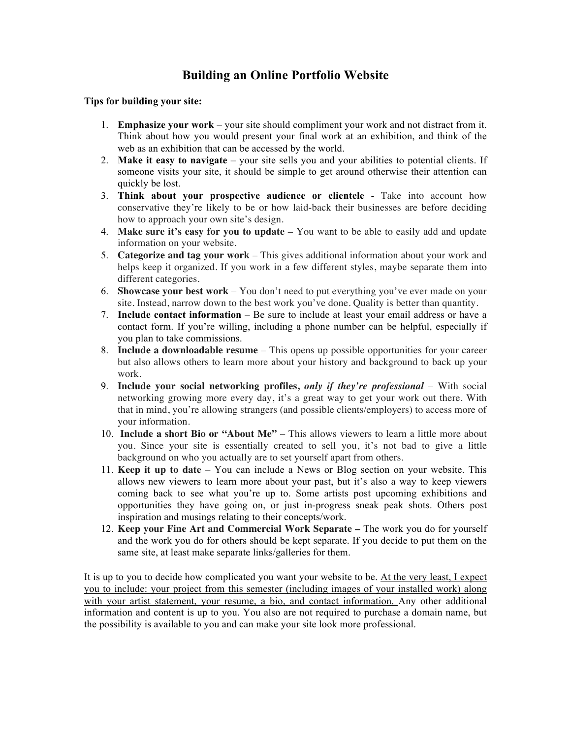# Building an Online Portfolio Website

**Tips for building your site:**

1. **Emphasize your work** – your site should compliment your work and not distract from it. Think about how you would present your final work at an exhibition, and think of the web as an exhibition that can be accessed by the world.
2. **Make it easy to navigate** – your site sells you and your abilities to potential clients. If someone visits your site, it should be simple to get around otherwise their attention can quickly be lost.
3. **Think about your prospective audience or clientele** - Take into account how conservative they're likely to be or how laid-back their businesses are before deciding how to approach your own site's design.
4. **Make sure it's easy for you to update** – You want to be able to easily add and update information on your website.
5. **Categorize and tag your work** – This gives additional information about your work and helps keep it organized. If you work in a few different styles, maybe separate them into different categories.
6. **Showcase your best work** – You don't need to put everything you've ever made on your site. Instead, narrow down to the best work you've done. Quality is better than quantity.
7. **Include contact information** – Be sure to include at least your email address or have a contact form. If you're willing, including a phone number can be helpful, especially if you plan to take commissions.
8. **Include a downloadable resume** – This opens up possible opportunities for your career but also allows others to learn more about your history and background to back up your work.
9. **Include your social networking profiles, *only if they're professional*** – With social networking growing more every day, it's a great way to get your work out there. With that in mind, you're allowing strangers (and possible clients/employers) to access more of your information.
10. **Include a short Bio or "About Me"** – This allows viewers to learn a little more about you. Since your site is essentially created to sell you, it's not bad to give a little background on who you actually are to set yourself apart from others.
11. **Keep it up to date** – You can include a News or Blog section on your website. This allows new viewers to learn more about your past, but it's also a way to keep viewers coming back to see what you're up to. Some artists post upcoming exhibitions and opportunities they have going on, or just in-progress sneak peak shots. Others post inspiration and musings relating to their concepts/work.
12. **Keep your Fine Art and Commercial Work Separate –** The work you do for yourself and the work you do for others should be kept separate. If you decide to put them on the same site, at least make separate links/galleries for them.

It is up to you to decide how complicated you want your website to be. <u>At the very least, I expect you to include: your project from this semester (including images of your installed work) along with your artist statement, your resume, a bio, and contact information.</u> Any other additional information and content is up to you. You also are not required to purchase a domain name, but the possibility is available to you and can make your site look more professional.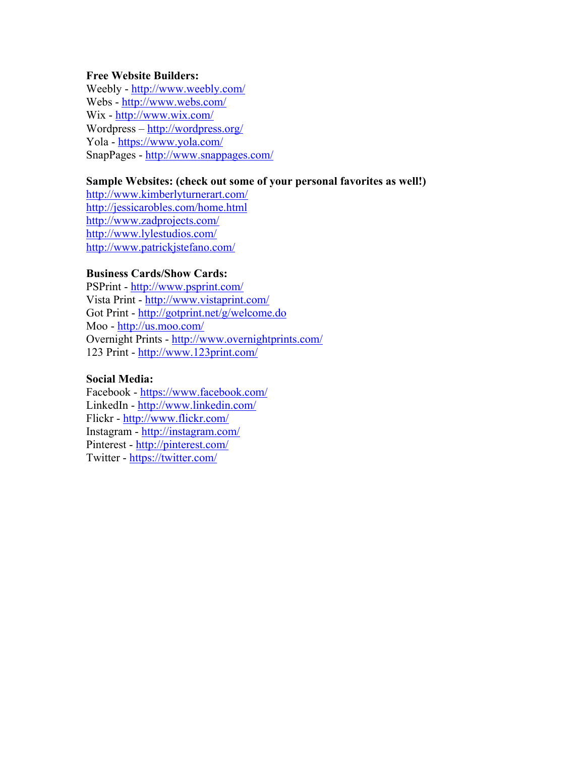**Free Website Builders:**
Weebly - http://www.weebly.com/
Webs - http://www.webs.com/
Wix - http://www.wix.com/
Wordpress – http://wordpress.org/
Yola - https://www.yola.com/
SnapPages - http://www.snappages.com/

**Sample Websites: (check out some of your personal favorites as well!)**
http://www.kimberlyturnerart.com/
http://jessicarobles.com/home.html
http://www.zadprojects.com/
http://www.lylestudios.com/
http://www.patrickjstefano.com/

**Business Cards/Show Cards:**
PSPrint - http://www.psprint.com/
Vista Print - http://www.vistaprint.com/
Got Print - http://gotprint.net/g/welcome.do
Moo - http://us.moo.com/
Overnight Prints - http://www.overnightprints.com/
123 Print - http://www.123print.com/

**Social Media:**
Facebook - https://www.facebook.com/
LinkedIn - http://www.linkedin.com/
Flickr - http://www.flickr.com/
Instagram - http://instagram.com/
Pinterest - http://pinterest.com/
Twitter - https://twitter.com/